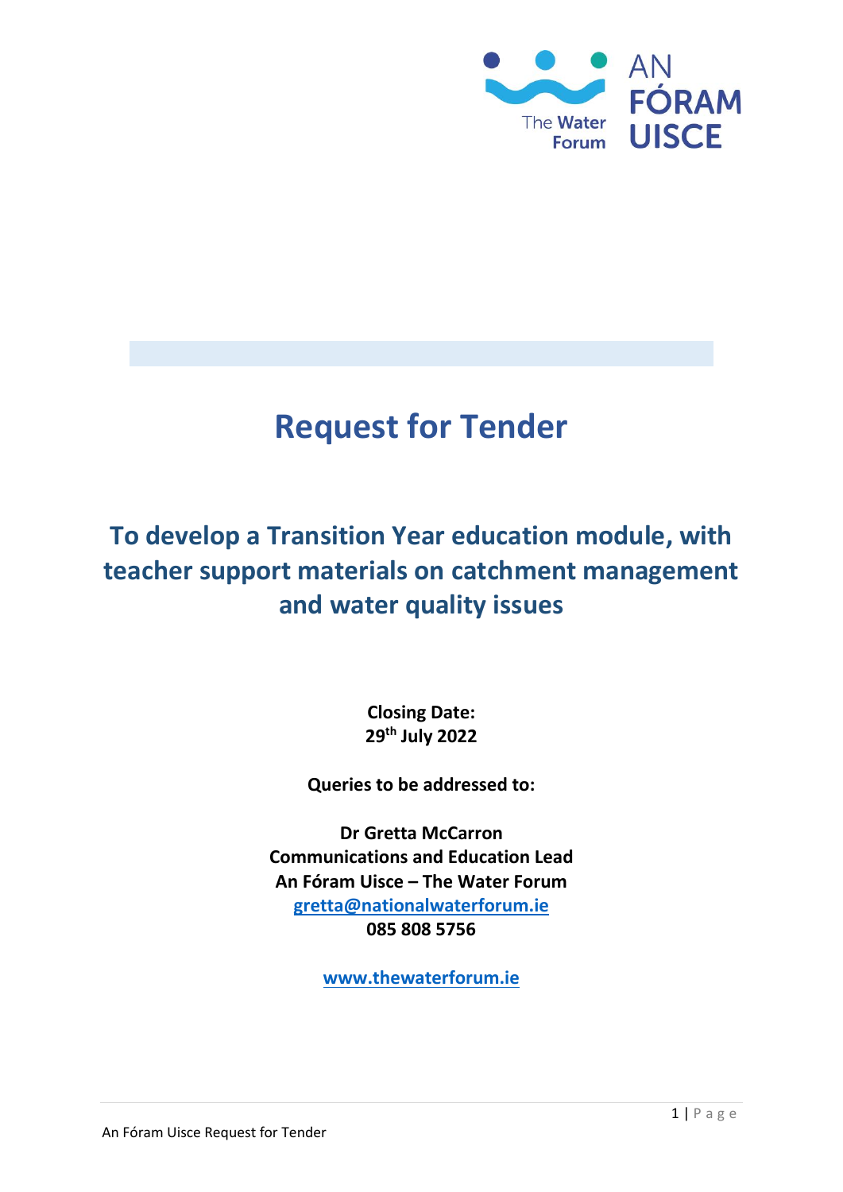AN FÓRAM UISCE

The Water Forum

# Request for Tender

## To develop a Transition Year education module, with teacher support materials on catchment management and water quality issues

**Closing Date:**
**29th July 2022**

**Queries to be addressed to:**

**Dr Gretta McCarron**
**Communications and Education Lead**
**An Fóram Uisce – The Water Forum**
**gretta@nationalwaterforum.ie**
**085 808 5756**

**www.thewaterforum.ie**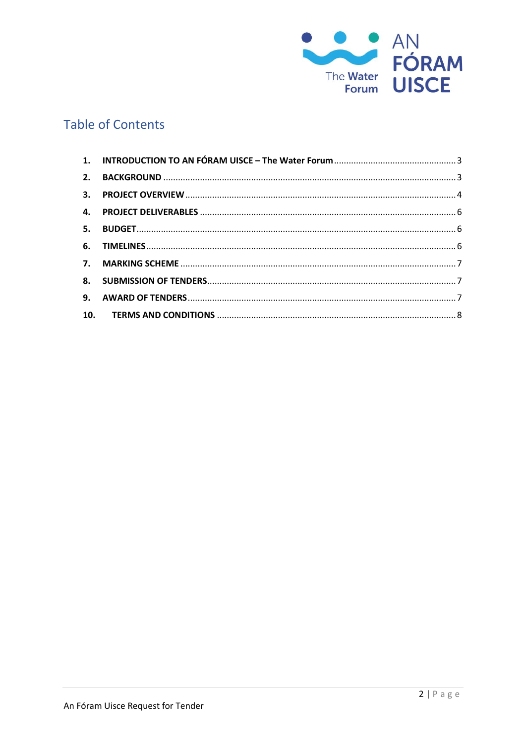## Table of Contents

1. **INTRODUCTION TO AN FÓRAM UISCE – The Water Forum** ..... 3
2. **BACKGROUND** ..... 3
3. **PROJECT OVERVIEW** ..... 4
4. **PROJECT DELIVERABLES** ..... 6
5. **BUDGET** ..... 6
6. **TIMELINES** ..... 6
7. **MARKING SCHEME** ..... 7
8. **SUBMISSION OF TENDERS** ..... 7
9. **AWARD OF TENDERS** ..... 7
10. **TERMS AND CONDITIONS** ..... 8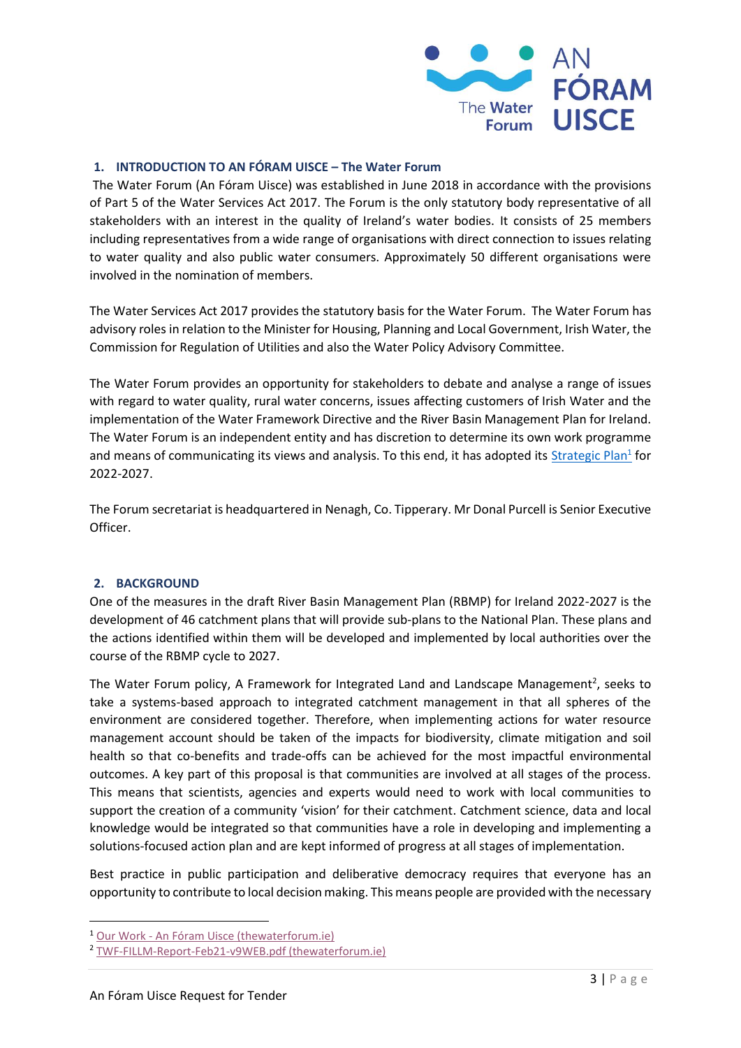## 1. INTRODUCTION TO AN FÓRAM UISCE – The Water Forum

The Water Forum (An Fóram Uisce) was established in June 2018 in accordance with the provisions of Part 5 of the Water Services Act 2017. The Forum is the only statutory body representative of all stakeholders with an interest in the quality of Ireland's water bodies. It consists of 25 members including representatives from a wide range of organisations with direct connection to issues relating to water quality and also public water consumers. Approximately 50 different organisations were involved in the nomination of members.

The Water Services Act 2017 provides the statutory basis for the Water Forum. The Water Forum has advisory roles in relation to the Minister for Housing, Planning and Local Government, Irish Water, the Commission for Regulation of Utilities and also the Water Policy Advisory Committee.

The Water Forum provides an opportunity for stakeholders to debate and analyse a range of issues with regard to water quality, rural water concerns, issues affecting customers of Irish Water and the implementation of the Water Framework Directive and the River Basin Management Plan for Ireland. The Water Forum is an independent entity and has discretion to determine its own work programme and means of communicating its views and analysis. To this end, it has adopted its Strategic Plan[1] for 2022-2027.

The Forum secretariat is headquartered in Nenagh, Co. Tipperary. Mr Donal Purcell is Senior Executive Officer.

## 2. BACKGROUND

One of the measures in the draft River Basin Management Plan (RBMP) for Ireland 2022-2027 is the development of 46 catchment plans that will provide sub-plans to the National Plan. These plans and the actions identified within them will be developed and implemented by local authorities over the course of the RBMP cycle to 2027.

The Water Forum policy, A Framework for Integrated Land and Landscape Management[2], seeks to take a systems-based approach to integrated catchment management in that all spheres of the environment are considered together. Therefore, when implementing actions for water resource management account should be taken of the impacts for biodiversity, climate mitigation and soil health so that co-benefits and trade-offs can be achieved for the most impactful environmental outcomes. A key part of this proposal is that communities are involved at all stages of the process. This means that scientists, agencies and experts would need to work with local communities to support the creation of a community 'vision' for their catchment. Catchment science, data and local knowledge would be integrated so that communities have a role in developing and implementing a solutions-focused action plan and are kept informed of progress at all stages of implementation.

Best practice in public participation and deliberative democracy requires that everyone has an opportunity to contribute to local decision making. This means people are provided with the necessary

---

[1] Our Work - An Fóram Uisce (thewaterforum.ie)

[2] TWF-FILLM-Report-Feb21-v9WEB.pdf (thewaterforum.ie)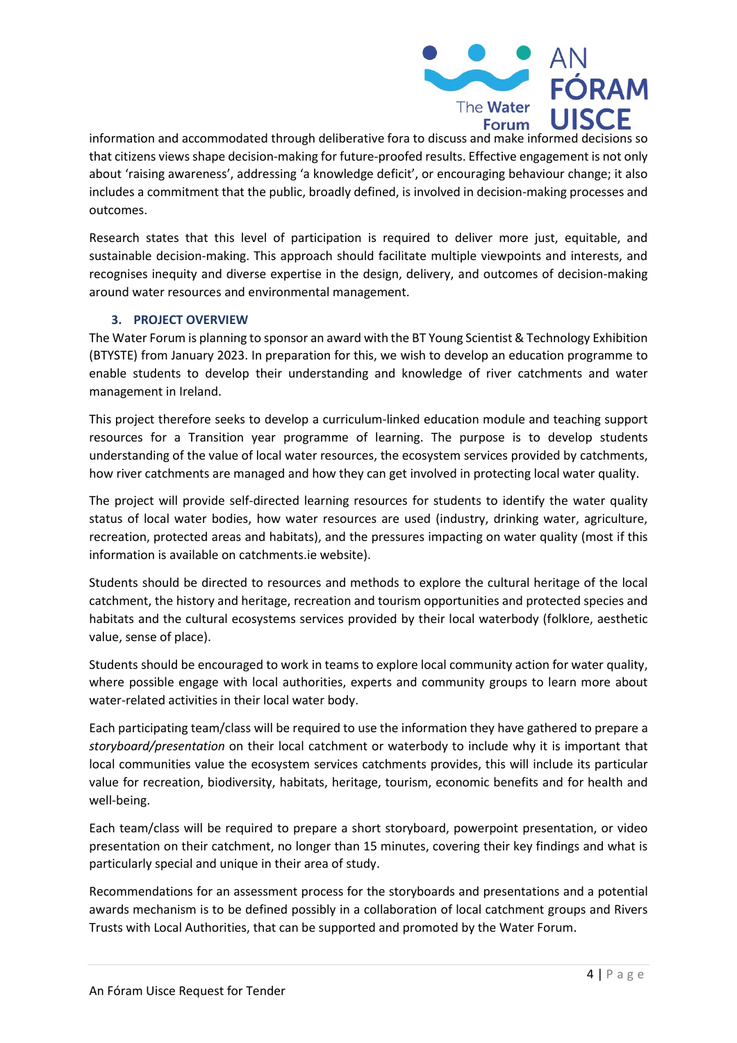information and accommodated through deliberative fora to discuss and make informed decisions so that citizens views shape decision-making for future-proofed results. Effective engagement is not only about 'raising awareness', addressing 'a knowledge deficit', or encouraging behaviour change; it also includes a commitment that the public, broadly defined, is involved in decision-making processes and outcomes.

Research states that this level of participation is required to deliver more just, equitable, and sustainable decision-making. This approach should facilitate multiple viewpoints and interests, and recognises inequity and diverse expertise in the design, delivery, and outcomes of decision-making around water resources and environmental management.

## 3. PROJECT OVERVIEW

The Water Forum is planning to sponsor an award with the BT Young Scientist & Technology Exhibition (BTYSTE) from January 2023. In preparation for this, we wish to develop an education programme to enable students to develop their understanding and knowledge of river catchments and water management in Ireland.

This project therefore seeks to develop a curriculum-linked education module and teaching support resources for a Transition year programme of learning. The purpose is to develop students understanding of the value of local water resources, the ecosystem services provided by catchments, how river catchments are managed and how they can get involved in protecting local water quality.

The project will provide self-directed learning resources for students to identify the water quality status of local water bodies, how water resources are used (industry, drinking water, agriculture, recreation, protected areas and habitats), and the pressures impacting on water quality (most if this information is available on catchments.ie website).

Students should be directed to resources and methods to explore the cultural heritage of the local catchment, the history and heritage, recreation and tourism opportunities and protected species and habitats and the cultural ecosystems services provided by their local waterbody (folklore, aesthetic value, sense of place).

Students should be encouraged to work in teams to explore local community action for water quality, where possible engage with local authorities, experts and community groups to learn more about water-related activities in their local water body.

Each participating team/class will be required to use the information they have gathered to prepare a *storyboard/presentation* on their local catchment or waterbody to include why it is important that local communities value the ecosystem services catchments provides, this will include its particular value for recreation, biodiversity, habitats, heritage, tourism, economic benefits and for health and well-being.

Each team/class will be required to prepare a short storyboard, powerpoint presentation, or video presentation on their catchment, no longer than 15 minutes, covering their key findings and what is particularly special and unique in their area of study.

Recommendations for an assessment process for the storyboards and presentations and a potential awards mechanism is to be defined possibly in a collaboration of local catchment groups and Rivers Trusts with Local Authorities, that can be supported and promoted by the Water Forum.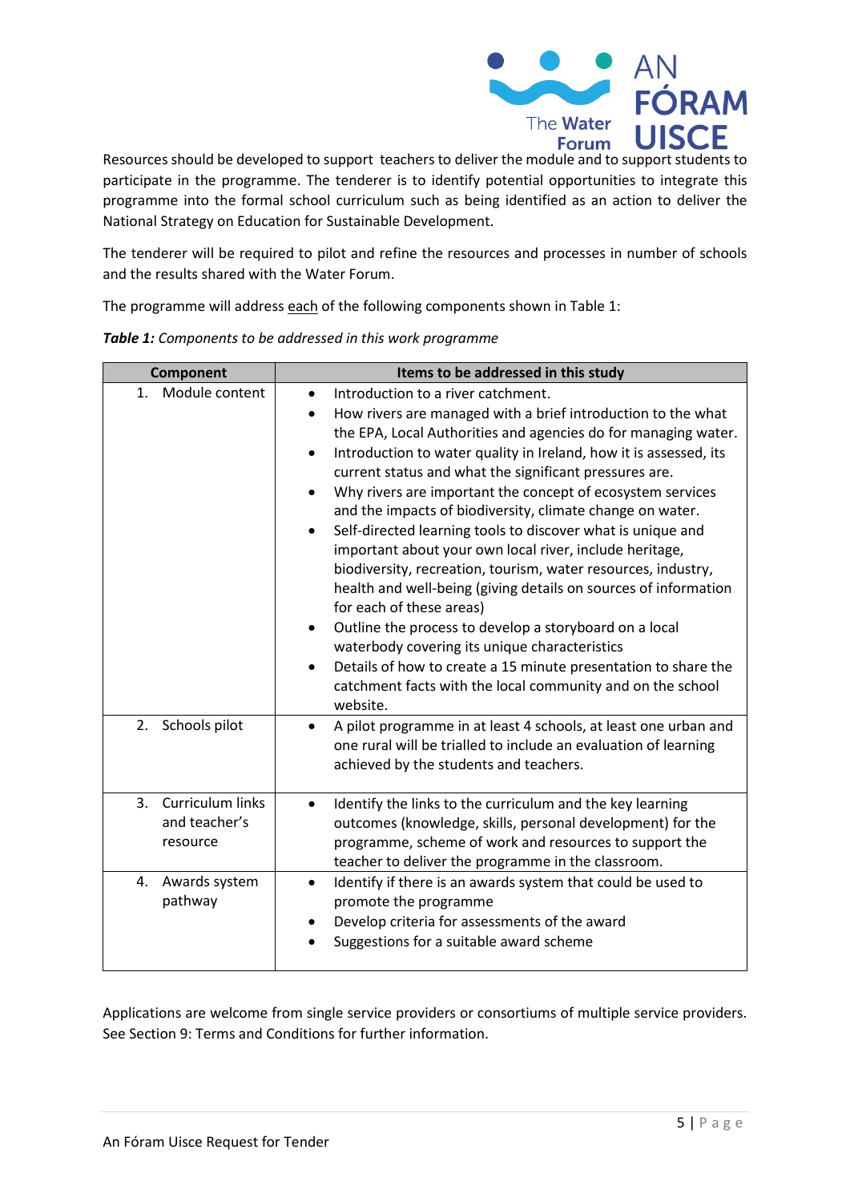Resources should be developed to support teachers to deliver the module and to support students to participate in the programme. The tenderer is to identify potential opportunities to integrate this programme into the formal school curriculum such as being identified as an action to deliver the National Strategy on Education for Sustainable Development.

The tenderer will be required to pilot and refine the resources and processes in number of schools and the results shared with the Water Forum.

The programme will address each of the following components shown in Table 1:

***Table 1:** Components to be addressed in this work programme*

| Component | Items to be addressed in this study |
|---|---|
| 1. Module content | • Introduction to a river catchment.<br>• How rivers are managed with a brief introduction to the what the EPA, Local Authorities and agencies do for managing water.<br>• Introduction to water quality in Ireland, how it is assessed, its current status and what the significant pressures are.<br>• Why rivers are important the concept of ecosystem services and the impacts of biodiversity, climate change on water.<br>• Self-directed learning tools to discover what is unique and important about your own local river, include heritage, biodiversity, recreation, tourism, water resources, industry, health and well-being (giving details on sources of information for each of these areas)<br>• Outline the process to develop a storyboard on a local waterbody covering its unique characteristics<br>• Details of how to create a 15 minute presentation to share the catchment facts with the local community and on the school website. |
| 2. Schools pilot | • A pilot programme in at least 4 schools, at least one urban and one rural will be trialled to include an evaluation of learning achieved by the students and teachers. |
| 3. Curriculum links and teacher's resource | • Identify the links to the curriculum and the key learning outcomes (knowledge, skills, personal development) for the programme, scheme of work and resources to support the teacher to deliver the programme in the classroom. |
| 4. Awards system pathway | • Identify if there is an awards system that could be used to promote the programme<br>• Develop criteria for assessments of the award<br>• Suggestions for a suitable award scheme |

Applications are welcome from single service providers or consortiums of multiple service providers. See Section 9: Terms and Conditions for further information.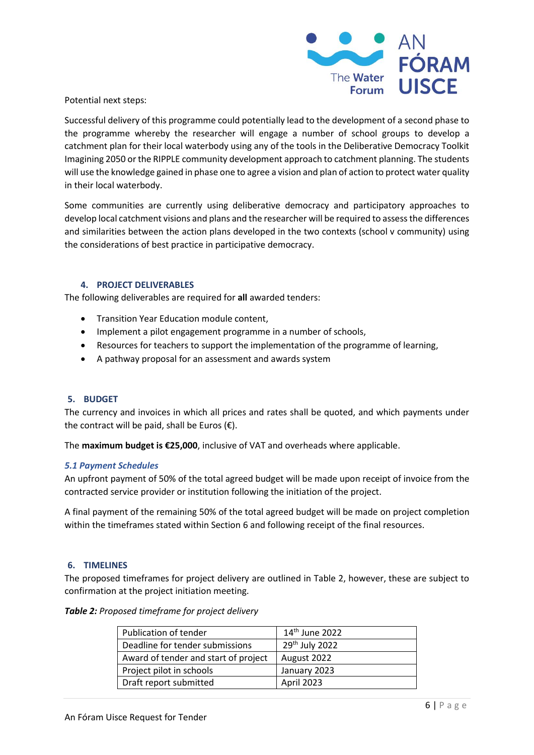Potential next steps:

Successful delivery of this programme could potentially lead to the development of a second phase to the programme whereby the researcher will engage a number of school groups to develop a catchment plan for their local waterbody using any of the tools in the Deliberative Democracy Toolkit Imagining 2050 or the RIPPLE community development approach to catchment planning. The students will use the knowledge gained in phase one to agree a vision and plan of action to protect water quality in their local waterbody.

Some communities are currently using deliberative democracy and participatory approaches to develop local catchment visions and plans and the researcher will be required to assess the differences and similarities between the action plans developed in the two contexts (school v community) using the considerations of best practice in participative democracy.

## 4. PROJECT DELIVERABLES

The following deliverables are required for **all** awarded tenders:

- Transition Year Education module content,
- Implement a pilot engagement programme in a number of schools,
- Resources for teachers to support the implementation of the programme of learning,
- A pathway proposal for an assessment and awards system

## 5. BUDGET

The currency and invoices in which all prices and rates shall be quoted, and which payments under the contract will be paid, shall be Euros (€).

The **maximum budget is €25,000**, inclusive of VAT and overheads where applicable.

### *5.1 Payment Schedules*

An upfront payment of 50% of the total agreed budget will be made upon receipt of invoice from the contracted service provider or institution following the initiation of the project.

A final payment of the remaining 50% of the total agreed budget will be made on project completion within the timeframes stated within Section 6 and following receipt of the final resources.

## 6. TIMELINES

The proposed timeframes for project delivery are outlined in Table 2, however, these are subject to confirmation at the project initiation meeting.

***Table 2:*** *Proposed timeframe for project delivery*

| | |
|---|---|
| Publication of tender | 14th June 2022 |
| Deadline for tender submissions | 29th July 2022 |
| Award of tender and start of project | August 2022 |
| Project pilot in schools | January 2023 |
| Draft report submitted | April 2023 |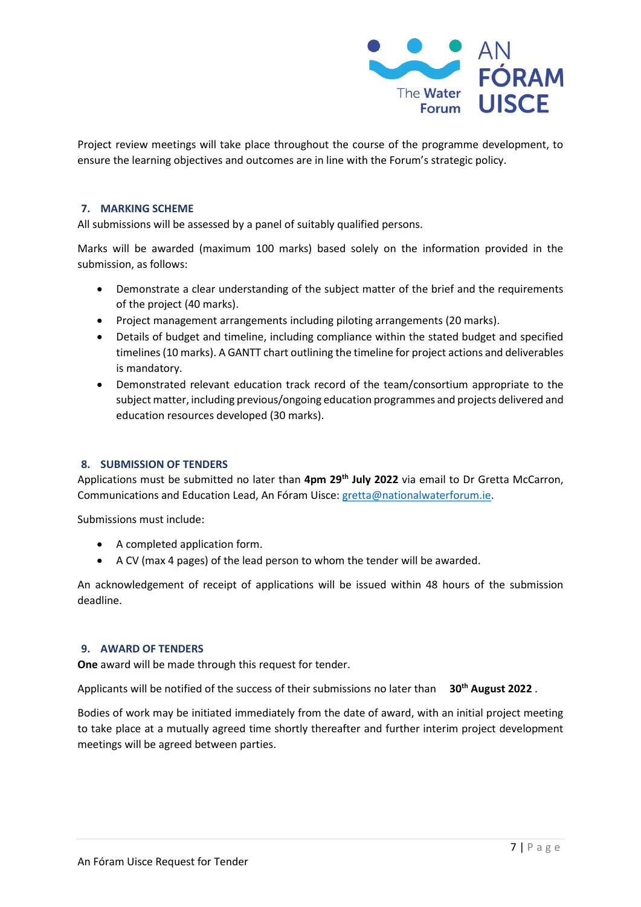Project review meetings will take place throughout the course of the programme development, to ensure the learning objectives and outcomes are in line with the Forum's strategic policy.

## 7. MARKING SCHEME

All submissions will be assessed by a panel of suitably qualified persons.

Marks will be awarded (maximum 100 marks) based solely on the information provided in the submission, as follows:

- Demonstrate a clear understanding of the subject matter of the brief and the requirements of the project (40 marks).
- Project management arrangements including piloting arrangements (20 marks).
- Details of budget and timeline, including compliance within the stated budget and specified timelines (10 marks). A GANTT chart outlining the timeline for project actions and deliverables is mandatory.
- Demonstrated relevant education track record of the team/consortium appropriate to the subject matter, including previous/ongoing education programmes and projects delivered and education resources developed (30 marks).

## 8. SUBMISSION OF TENDERS

Applications must be submitted no later than **4pm 29th July 2022** via email to Dr Gretta McCarron, Communications and Education Lead, An Fóram Uisce: gretta@nationalwaterforum.ie.

Submissions must include:

- A completed application form.
- A CV (max 4 pages) of the lead person to whom the tender will be awarded.

An acknowledgement of receipt of applications will be issued within 48 hours of the submission deadline.

## 9. AWARD OF TENDERS

**One** award will be made through this request for tender.

Applicants will be notified of the success of their submissions no later than **30th August 2022** .

Bodies of work may be initiated immediately from the date of award, with an initial project meeting to take place at a mutually agreed time shortly thereafter and further interim project development meetings will be agreed between parties.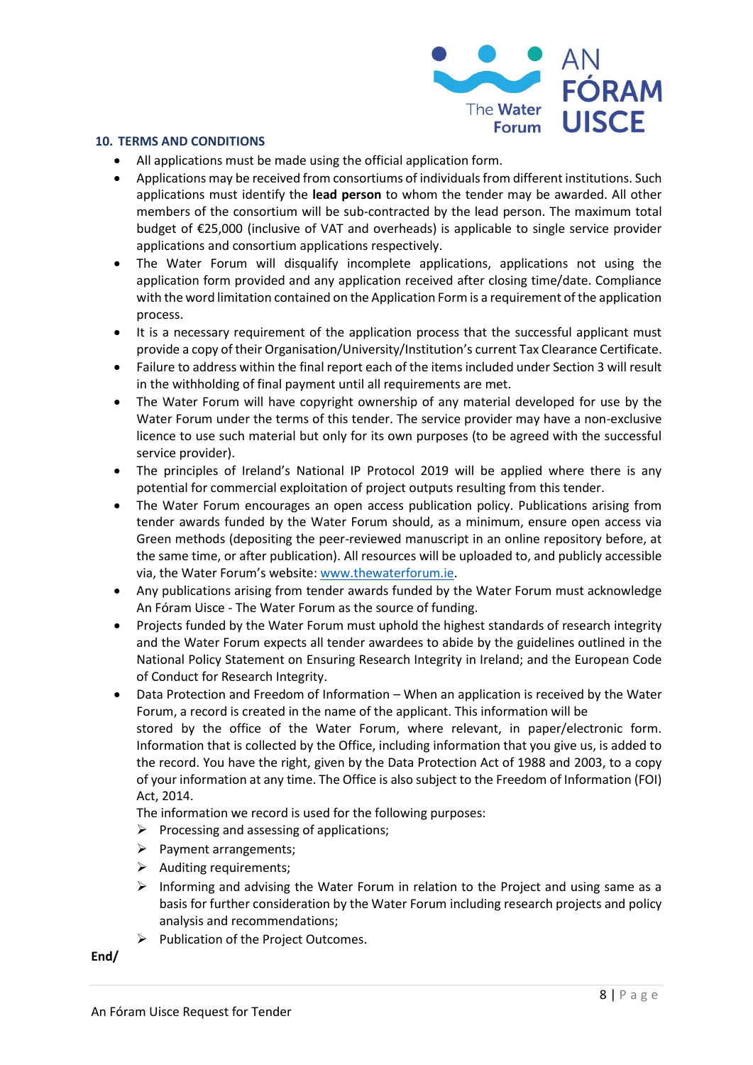## 10. TERMS AND CONDITIONS

- All applications must be made using the official application form.
- Applications may be received from consortiums of individuals from different institutions. Such applications must identify the **lead person** to whom the tender may be awarded. All other members of the consortium will be sub-contracted by the lead person. The maximum total budget of €25,000 (inclusive of VAT and overheads) is applicable to single service provider applications and consortium applications respectively.
- The Water Forum will disqualify incomplete applications, applications not using the application form provided and any application received after closing time/date. Compliance with the word limitation contained on the Application Form is a requirement of the application process.
- It is a necessary requirement of the application process that the successful applicant must provide a copy of their Organisation/University/Institution's current Tax Clearance Certificate.
- Failure to address within the final report each of the items included under Section 3 will result in the withholding of final payment until all requirements are met.
- The Water Forum will have copyright ownership of any material developed for use by the Water Forum under the terms of this tender. The service provider may have a non-exclusive licence to use such material but only for its own purposes (to be agreed with the successful service provider).
- The principles of Ireland's National IP Protocol 2019 will be applied where there is any potential for commercial exploitation of project outputs resulting from this tender.
- The Water Forum encourages an open access publication policy. Publications arising from tender awards funded by the Water Forum should, as a minimum, ensure open access via Green methods (depositing the peer-reviewed manuscript in an online repository before, at the same time, or after publication). All resources will be uploaded to, and publicly accessible via, the Water Forum's website: [www.thewaterforum.ie](http://www.thewaterforum.ie).
- Any publications arising from tender awards funded by the Water Forum must acknowledge An Fóram Uisce - The Water Forum as the source of funding.
- Projects funded by the Water Forum must uphold the highest standards of research integrity and the Water Forum expects all tender awardees to abide by the guidelines outlined in the National Policy Statement on Ensuring Research Integrity in Ireland; and the European Code of Conduct for Research Integrity.
- Data Protection and Freedom of Information – When an application is received by the Water Forum, a record is created in the name of the applicant. This information will be stored by the office of the Water Forum, where relevant, in paper/electronic form. Information that is collected by the Office, including information that you give us, is added to the record. You have the right, given by the Data Protection Act of 1988 and 2003, to a copy of your information at any time. The Office is also subject to the Freedom of Information (FOI) Act, 2014.

  The information we record is used for the following purposes:
  - Processing and assessing of applications;
  - Payment arrangements;
  - Auditing requirements;
  - Informing and advising the Water Forum in relation to the Project and using same as a basis for further consideration by the Water Forum including research projects and policy analysis and recommendations;
  - Publication of the Project Outcomes.

**End/**